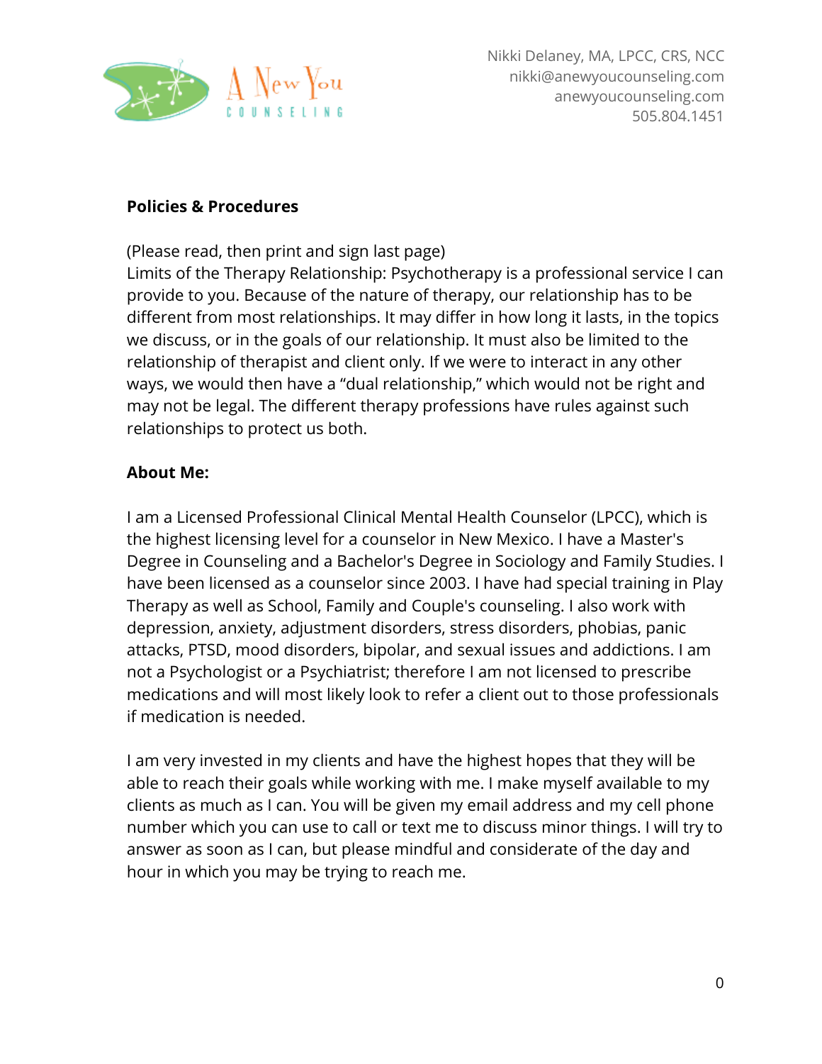A New You COUNSELING

Nikki Delaney, MA, LPCC, CRS, NCC
nikki@anewyoucounseling.com
anewyoucounseling.com
505.804.1451

**Policies & Procedures**

(Please read, then print and sign last page)
Limits of the Therapy Relationship: Psychotherapy is a professional service I can provide to you. Because of the nature of therapy, our relationship has to be different from most relationships. It may differ in how long it lasts, in the topics we discuss, or in the goals of our relationship. It must also be limited to the relationship of therapist and client only. If we were to interact in any other ways, we would then have a "dual relationship," which would not be right and may not be legal. The different therapy professions have rules against such relationships to protect us both.

**About Me:**

I am a Licensed Professional Clinical Mental Health Counselor (LPCC), which is the highest licensing level for a counselor in New Mexico. I have a Master's Degree in Counseling and a Bachelor's Degree in Sociology and Family Studies. I have been licensed as a counselor since 2003. I have had special training in Play Therapy as well as School, Family and Couple's counseling. I also work with depression, anxiety, adjustment disorders, stress disorders, phobias, panic attacks, PTSD, mood disorders, bipolar, and sexual issues and addictions. I am not a Psychologist or a Psychiatrist; therefore I am not licensed to prescribe medications and will most likely look to refer a client out to those professionals if medication is needed.

I am very invested in my clients and have the highest hopes that they will be able to reach their goals while working with me. I make myself available to my clients as much as I can. You will be given my email address and my cell phone number which you can use to call or text me to discuss minor things. I will try to answer as soon as I can, but please mindful and considerate of the day and hour in which you may be trying to reach me.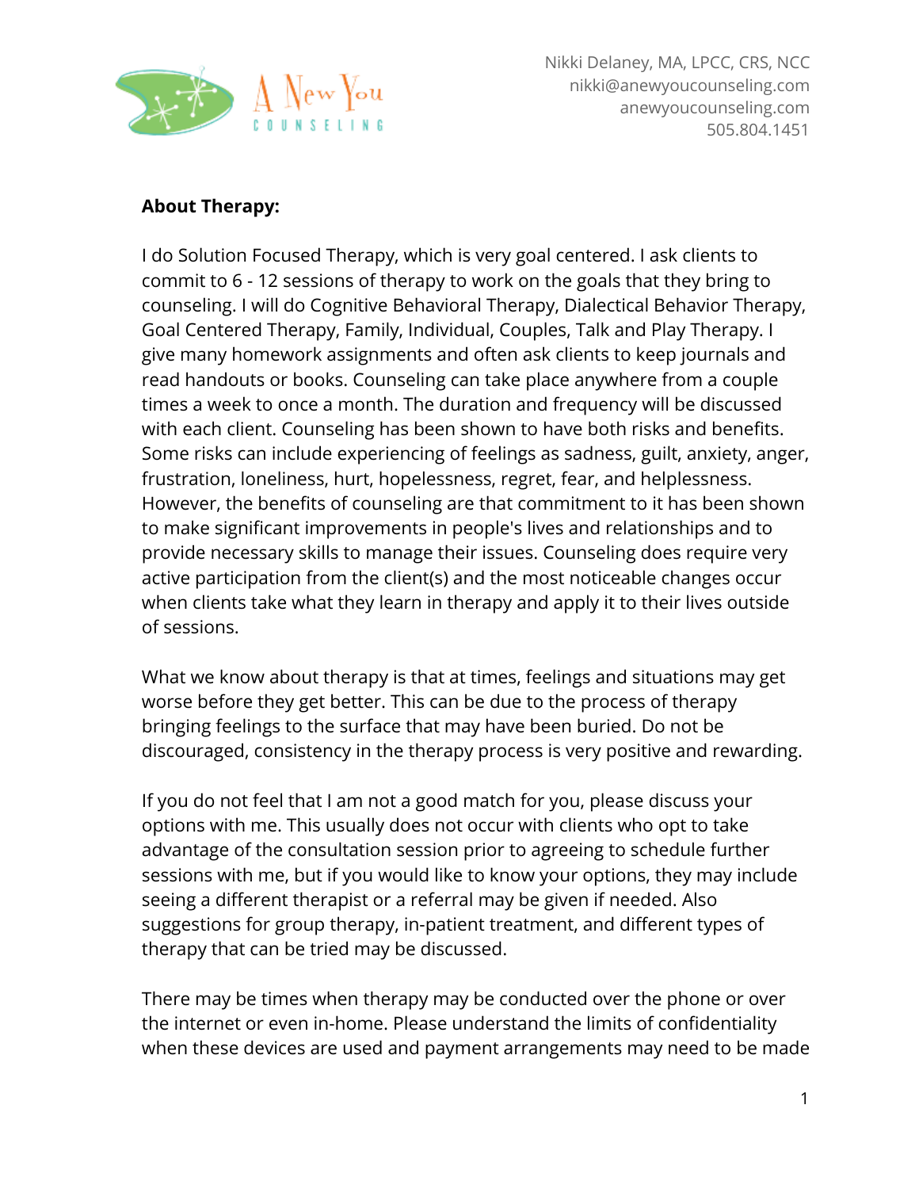**About Therapy:**

I do Solution Focused Therapy, which is very goal centered. I ask clients to commit to 6 - 12 sessions of therapy to work on the goals that they bring to counseling. I will do Cognitive Behavioral Therapy, Dialectical Behavior Therapy, Goal Centered Therapy, Family, Individual, Couples, Talk and Play Therapy. I give many homework assignments and often ask clients to keep journals and read handouts or books. Counseling can take place anywhere from a couple times a week to once a month. The duration and frequency will be discussed with each client. Counseling has been shown to have both risks and benefits. Some risks can include experiencing of feelings as sadness, guilt, anxiety, anger, frustration, loneliness, hurt, hopelessness, regret, fear, and helplessness. However, the benefits of counseling are that commitment to it has been shown to make significant improvements in people's lives and relationships and to provide necessary skills to manage their issues. Counseling does require very active participation from the client(s) and the most noticeable changes occur when clients take what they learn in therapy and apply it to their lives outside of sessions.

What we know about therapy is that at times, feelings and situations may get worse before they get better. This can be due to the process of therapy bringing feelings to the surface that may have been buried. Do not be discouraged, consistency in the therapy process is very positive and rewarding.

If you do not feel that I am not a good match for you, please discuss your options with me. This usually does not occur with clients who opt to take advantage of the consultation session prior to agreeing to schedule further sessions with me, but if you would like to know your options, they may include seeing a different therapist or a referral may be given if needed. Also suggestions for group therapy, in-patient treatment, and different types of therapy that can be tried may be discussed.

There may be times when therapy may be conducted over the phone or over the internet or even in-home. Please understand the limits of confidentiality when these devices are used and payment arrangements may need to be made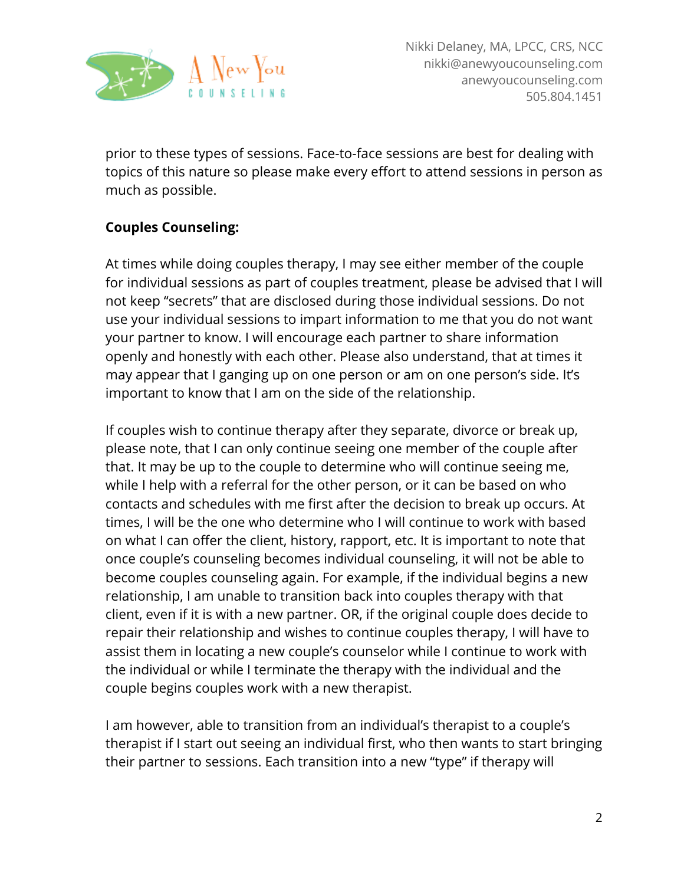prior to these types of sessions. Face-to-face sessions are best for dealing with topics of this nature so please make every effort to attend sessions in person as much as possible.

**Couples Counseling:**

At times while doing couples therapy, I may see either member of the couple for individual sessions as part of couples treatment, please be advised that I will not keep "secrets" that are disclosed during those individual sessions. Do not use your individual sessions to impart information to me that you do not want your partner to know. I will encourage each partner to share information openly and honestly with each other. Please also understand, that at times it may appear that I ganging up on one person or am on one person's side. It's important to know that I am on the side of the relationship.

If couples wish to continue therapy after they separate, divorce or break up, please note, that I can only continue seeing one member of the couple after that. It may be up to the couple to determine who will continue seeing me, while I help with a referral for the other person, or it can be based on who contacts and schedules with me first after the decision to break up occurs. At times, I will be the one who determine who I will continue to work with based on what I can offer the client, history, rapport, etc. It is important to note that once couple's counseling becomes individual counseling, it will not be able to become couples counseling again. For example, if the individual begins a new relationship, I am unable to transition back into couples therapy with that client, even if it is with a new partner. OR, if the original couple does decide to repair their relationship and wishes to continue couples therapy, I will have to assist them in locating a new couple's counselor while I continue to work with the individual or while I terminate the therapy with the individual and the couple begins couples work with a new therapist.

I am however, able to transition from an individual's therapist to a couple's therapist if I start out seeing an individual first, who then wants to start bringing their partner to sessions. Each transition into a new "type" if therapy will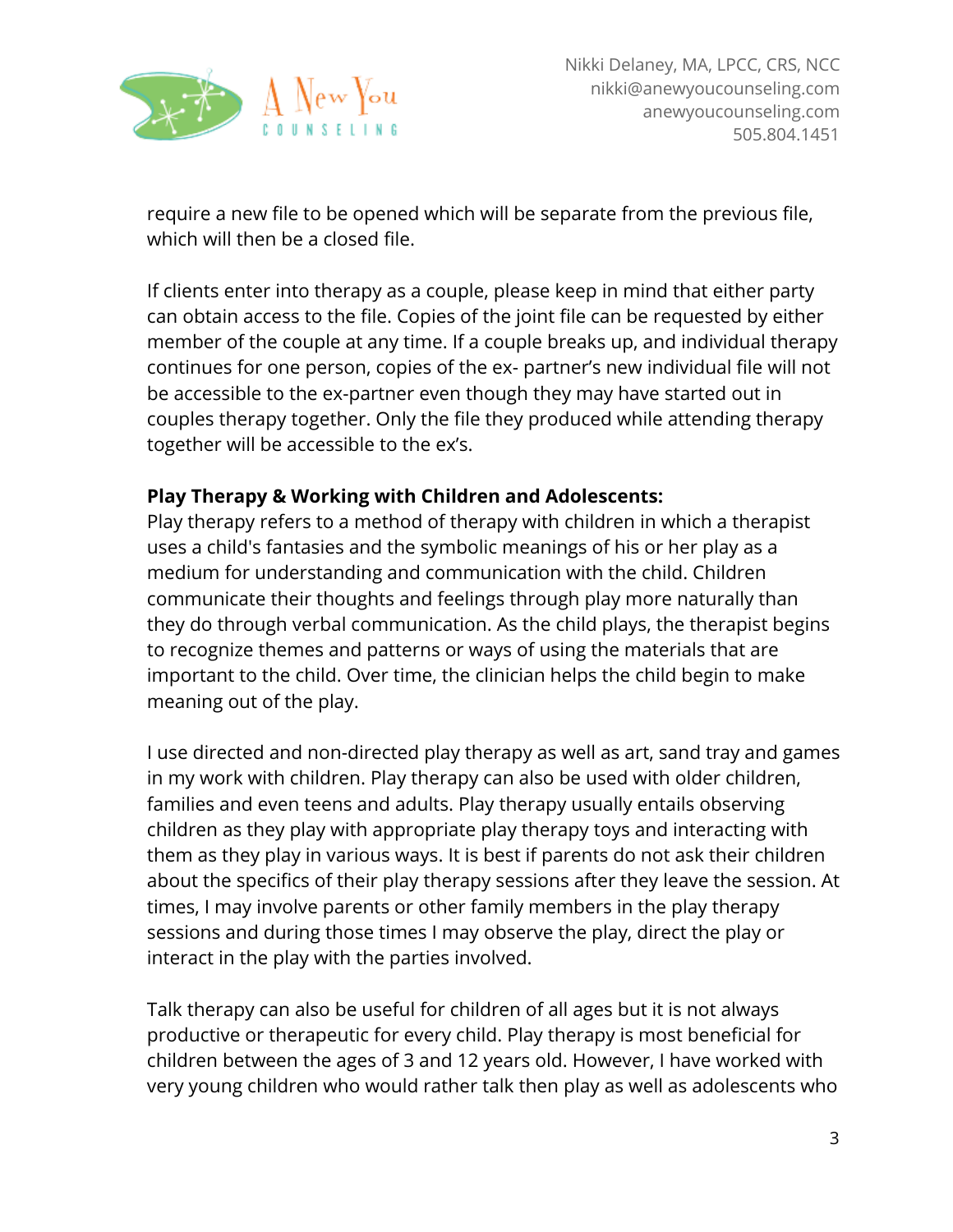require a new file to be opened which will be separate from the previous file, which will then be a closed file.

If clients enter into therapy as a couple, please keep in mind that either party can obtain access to the file. Copies of the joint file can be requested by either member of the couple at any time. If a couple breaks up, and individual therapy continues for one person, copies of the ex- partner's new individual file will not be accessible to the ex-partner even though they may have started out in couples therapy together. Only the file they produced while attending therapy together will be accessible to the ex's.

**Play Therapy & Working with Children and Adolescents:**
Play therapy refers to a method of therapy with children in which a therapist uses a child's fantasies and the symbolic meanings of his or her play as a medium for understanding and communication with the child. Children communicate their thoughts and feelings through play more naturally than they do through verbal communication. As the child plays, the therapist begins to recognize themes and patterns or ways of using the materials that are important to the child. Over time, the clinician helps the child begin to make meaning out of the play.

I use directed and non-directed play therapy as well as art, sand tray and games in my work with children. Play therapy can also be used with older children, families and even teens and adults. Play therapy usually entails observing children as they play with appropriate play therapy toys and interacting with them as they play in various ways. It is best if parents do not ask their children about the specifics of their play therapy sessions after they leave the session. At times, I may involve parents or other family members in the play therapy sessions and during those times I may observe the play, direct the play or interact in the play with the parties involved.

Talk therapy can also be useful for children of all ages but it is not always productive or therapeutic for every child. Play therapy is most beneficial for children between the ages of 3 and 12 years old. However, I have worked with very young children who would rather talk then play as well as adolescents who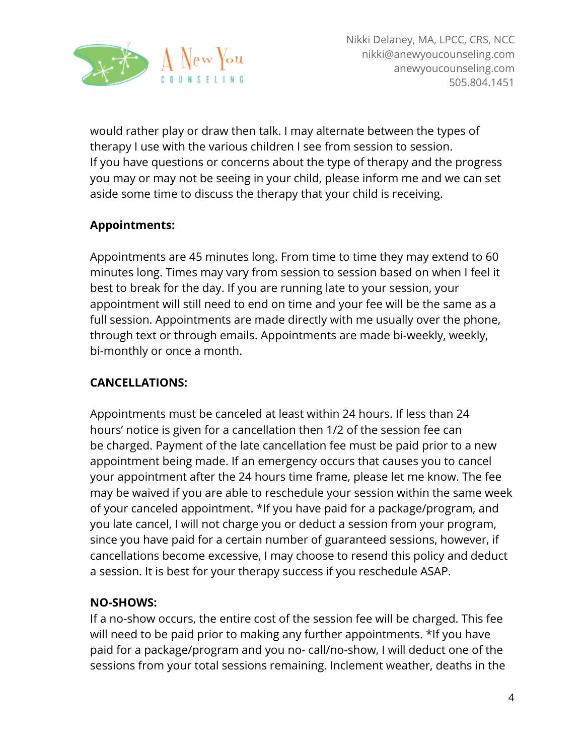would rather play or draw then talk. I may alternate between the types of therapy I use with the various children I see from session to session.
If you have questions or concerns about the type of therapy and the progress you may or may not be seeing in your child, please inform me and we can set aside some time to discuss the therapy that your child is receiving.

**Appointments:**

Appointments are 45 minutes long. From time to time they may extend to 60 minutes long. Times may vary from session to session based on when I feel it best to break for the day. If you are running late to your session, your appointment will still need to end on time and your fee will be the same as a full session. Appointments are made directly with me usually over the phone, through text or through emails. Appointments are made bi-weekly, weekly, bi-monthly or once a month.

**CANCELLATIONS:**

Appointments must be canceled at least within 24 hours. If less than 24 hours' notice is given for a cancellation then 1/2 of the session fee can be charged. Payment of the late cancellation fee must be paid prior to a new appointment being made. If an emergency occurs that causes you to cancel your appointment after the 24 hours time frame, please let me know. The fee may be waived if you are able to reschedule your session within the same week of your canceled appointment. *If you have paid for a package/program, and you late cancel, I will not charge you or deduct a session from your program, since you have paid for a certain number of guaranteed sessions, however, if cancellations become excessive, I may choose to resend this policy and deduct a session. It is best for your therapy success if you reschedule ASAP.

**NO-SHOWS:**

If a no-show occurs, the entire cost of the session fee will be charged. This fee will need to be paid prior to making any further appointments. *If you have paid for a package/program and you no- call/no-show, I will deduct one of the sessions from your total sessions remaining. Inclement weather, deaths in the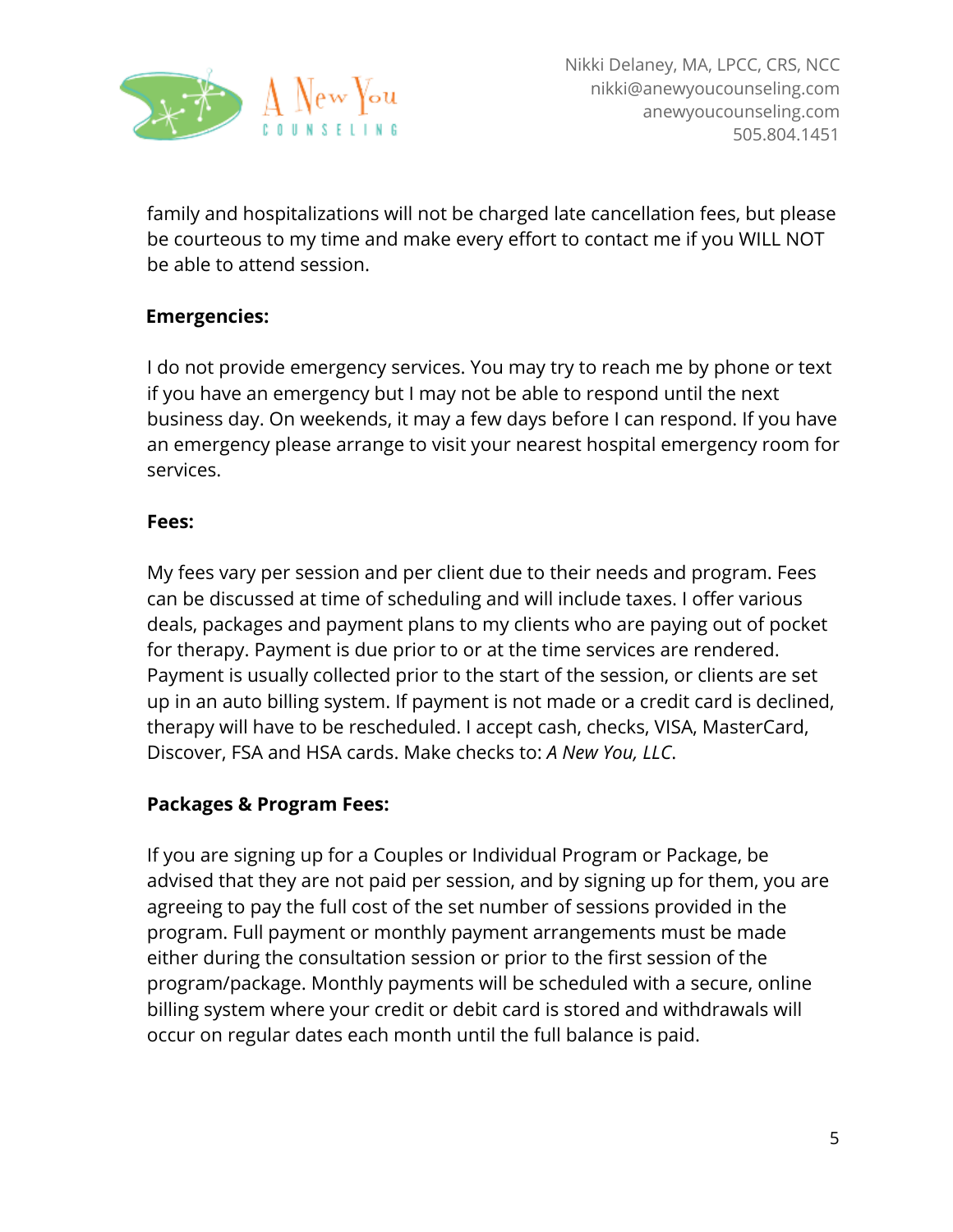family and hospitalizations will not be charged late cancellation fees, but please be courteous to my time and make every effort to contact me if you WILL NOT be able to attend session.

**Emergencies:**

I do not provide emergency services. You may try to reach me by phone or text if you have an emergency but I may not be able to respond until the next business day. On weekends, it may a few days before I can respond. If you have an emergency please arrange to visit your nearest hospital emergency room for services.

**Fees:**

My fees vary per session and per client due to their needs and program. Fees can be discussed at time of scheduling and will include taxes. I offer various deals, packages and payment plans to my clients who are paying out of pocket for therapy. Payment is due prior to or at the time services are rendered. Payment is usually collected prior to the start of the session, or clients are set up in an auto billing system. If payment is not made or a credit card is declined, therapy will have to be rescheduled. I accept cash, checks, VISA, MasterCard, Discover, FSA and HSA cards. Make checks to: *A New You, LLC*.

**Packages & Program Fees:**

If you are signing up for a Couples or Individual Program or Package, be advised that they are not paid per session, and by signing up for them, you are agreeing to pay the full cost of the set number of sessions provided in the program. Full payment or monthly payment arrangements must be made either during the consultation session or prior to the first session of the program/package. Monthly payments will be scheduled with a secure, online billing system where your credit or debit card is stored and withdrawals will occur on regular dates each month until the full balance is paid.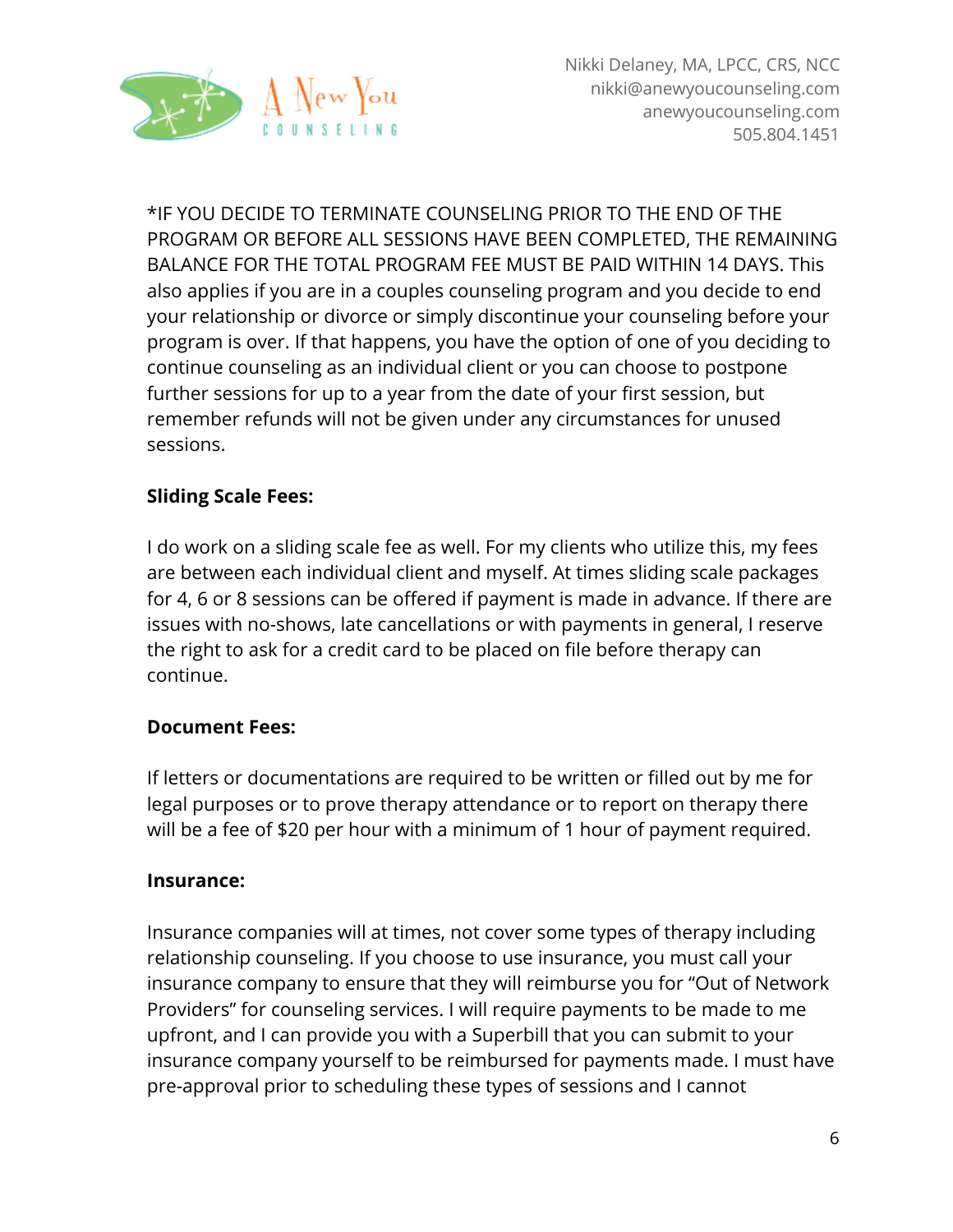*IF YOU DECIDE TO TERMINATE COUNSELING PRIOR TO THE END OF THE PROGRAM OR BEFORE ALL SESSIONS HAVE BEEN COMPLETED, THE REMAINING BALANCE FOR THE TOTAL PROGRAM FEE MUST BE PAID WITHIN 14 DAYS. This also applies if you are in a couples counseling program and you decide to end your relationship or divorce or simply discontinue your counseling before your program is over. If that happens, you have the option of one of you deciding to continue counseling as an individual client or you can choose to postpone further sessions for up to a year from the date of your first session, but remember refunds will not be given under any circumstances for unused sessions.

**Sliding Scale Fees:**

I do work on a sliding scale fee as well. For my clients who utilize this, my fees are between each individual client and myself. At times sliding scale packages for 4, 6 or 8 sessions can be offered if payment is made in advance. If there are issues with no-shows, late cancellations or with payments in general, I reserve the right to ask for a credit card to be placed on file before therapy can continue.

**Document Fees:**

If letters or documentations are required to be written or filled out by me for legal purposes or to prove therapy attendance or to report on therapy there will be a fee of $20 per hour with a minimum of 1 hour of payment required.

**Insurance:**

Insurance companies will at times, not cover some types of therapy including relationship counseling. If you choose to use insurance, you must call your insurance company to ensure that they will reimburse you for “Out of Network Providers” for counseling services. I will require payments to be made to me upfront, and I can provide you with a Superbill that you can submit to your insurance company yourself to be reimbursed for payments made. I must have pre-approval prior to scheduling these types of sessions and I cannot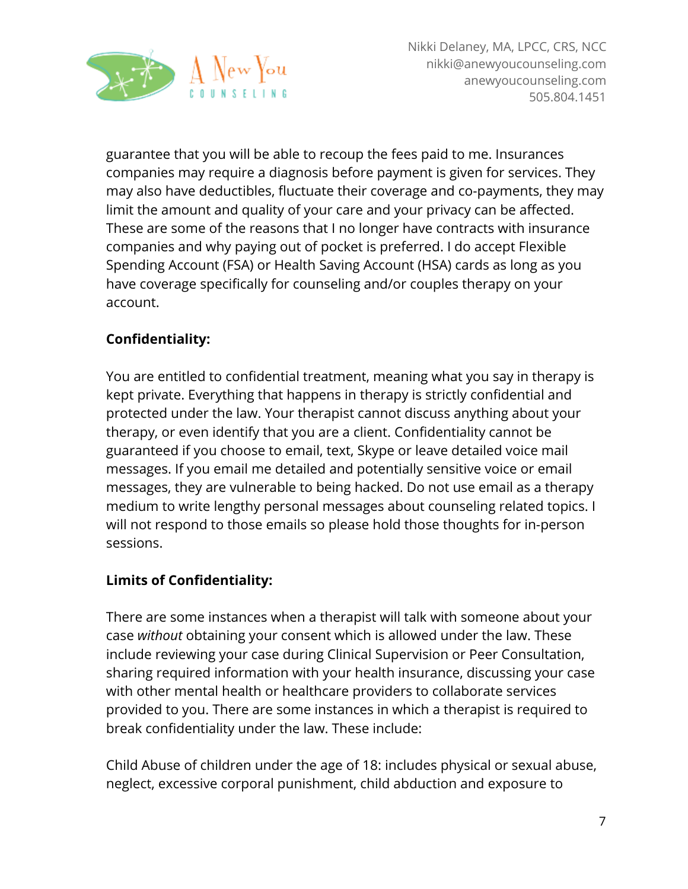guarantee that you will be able to recoup the fees paid to me. Insurances companies may require a diagnosis before payment is given for services. They may also have deductibles, fluctuate their coverage and co-payments, they may limit the amount and quality of your care and your privacy can be affected. These are some of the reasons that I no longer have contracts with insurance companies and why paying out of pocket is preferred. I do accept Flexible Spending Account (FSA) or Health Saving Account (HSA) cards as long as you have coverage specifically for counseling and/or couples therapy on your account.

**Confidentiality:**

You are entitled to confidential treatment, meaning what you say in therapy is kept private. Everything that happens in therapy is strictly confidential and protected under the law. Your therapist cannot discuss anything about your therapy, or even identify that you are a client. Confidentiality cannot be guaranteed if you choose to email, text, Skype or leave detailed voice mail messages. If you email me detailed and potentially sensitive voice or email messages, they are vulnerable to being hacked. Do not use email as a therapy medium to write lengthy personal messages about counseling related topics. I will not respond to those emails so please hold those thoughts for in-person sessions.

**Limits of Confidentiality:**

There are some instances when a therapist will talk with someone about your case *without* obtaining your consent which is allowed under the law. These include reviewing your case during Clinical Supervision or Peer Consultation, sharing required information with your health insurance, discussing your case with other mental health or healthcare providers to collaborate services provided to you. There are some instances in which a therapist is required to break confidentiality under the law. These include:

Child Abuse of children under the age of 18: includes physical or sexual abuse, neglect, excessive corporal punishment, child abduction and exposure to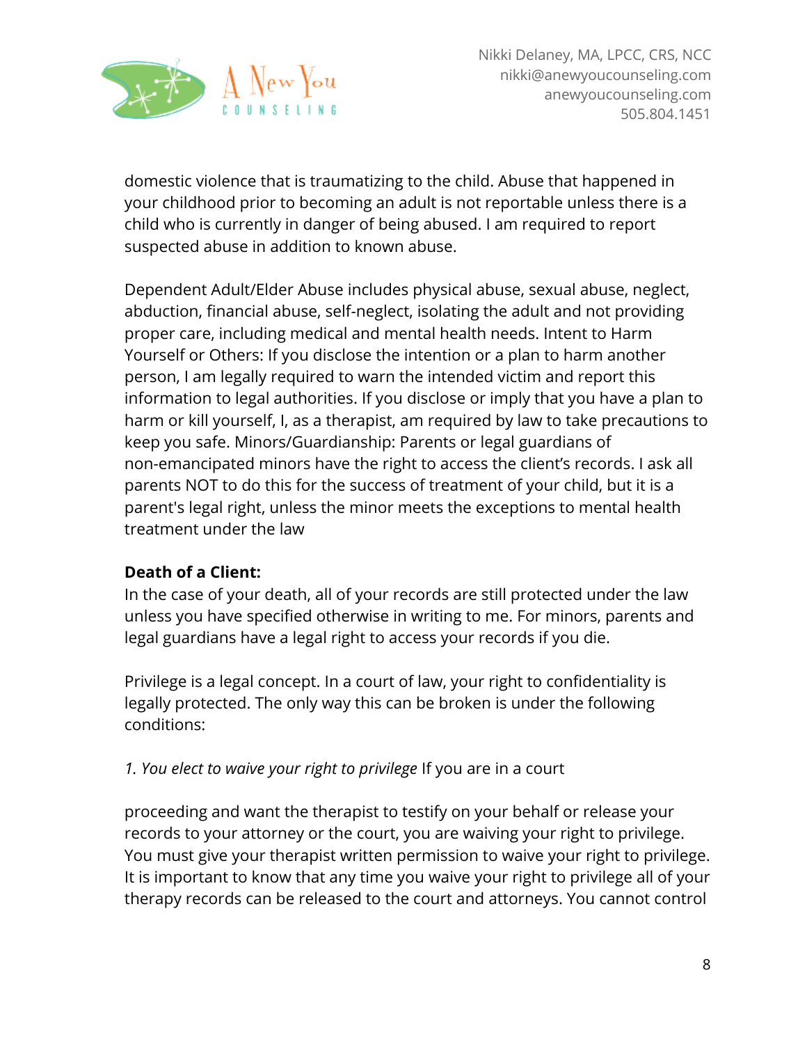domestic violence that is traumatizing to the child. Abuse that happened in your childhood prior to becoming an adult is not reportable unless there is a child who is currently in danger of being abused. I am required to report suspected abuse in addition to known abuse.

Dependent Adult/Elder Abuse includes physical abuse, sexual abuse, neglect, abduction, financial abuse, self-neglect, isolating the adult and not providing proper care, including medical and mental health needs. Intent to Harm Yourself or Others: If you disclose the intention or a plan to harm another person, I am legally required to warn the intended victim and report this information to legal authorities. If you disclose or imply that you have a plan to harm or kill yourself, I, as a therapist, am required by law to take precautions to keep you safe. Minors/Guardianship: Parents or legal guardians of non-emancipated minors have the right to access the client's records. I ask all parents NOT to do this for the success of treatment of your child, but it is a parent's legal right, unless the minor meets the exceptions to mental health treatment under the law

**Death of a Client:**

In the case of your death, all of your records are still protected under the law unless you have specified otherwise in writing to me. For minors, parents and legal guardians have a legal right to access your records if you die.

Privilege is a legal concept. In a court of law, your right to confidentiality is legally protected. The only way this can be broken is under the following conditions:

*1. You elect to waive your right to privilege* If you are in a court

proceeding and want the therapist to testify on your behalf or release your records to your attorney or the court, you are waiving your right to privilege. You must give your therapist written permission to waive your right to privilege. It is important to know that any time you waive your right to privilege all of your therapy records can be released to the court and attorneys. You cannot control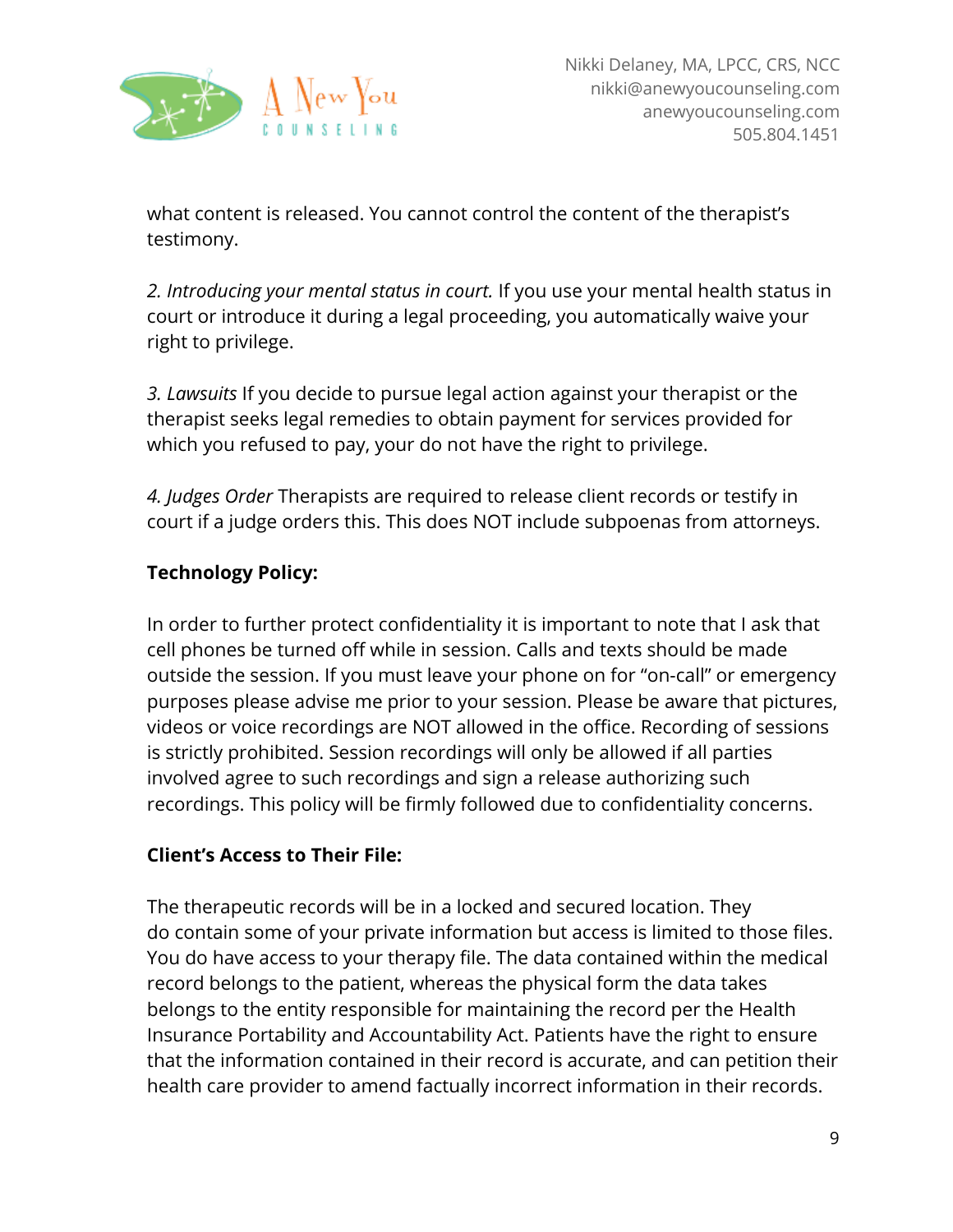what content is released. You cannot control the content of the therapist's testimony.

*2. Introducing your mental status in court.* If you use your mental health status in court or introduce it during a legal proceeding, you automatically waive your right to privilege.

*3. Lawsuits* If you decide to pursue legal action against your therapist or the therapist seeks legal remedies to obtain payment for services provided for which you refused to pay, your do not have the right to privilege.

*4. Judges Order* Therapists are required to release client records or testify in court if a judge orders this. This does NOT include subpoenas from attorneys.

**Technology Policy:**

In order to further protect confidentiality it is important to note that I ask that cell phones be turned off while in session. Calls and texts should be made outside the session. If you must leave your phone on for "on-call" or emergency purposes please advise me prior to your session. Please be aware that pictures, videos or voice recordings are NOT allowed in the office. Recording of sessions is strictly prohibited. Session recordings will only be allowed if all parties involved agree to such recordings and sign a release authorizing such recordings. This policy will be firmly followed due to confidentiality concerns.

**Client's Access to Their File:**

The therapeutic records will be in a locked and secured location. They do contain some of your private information but access is limited to those files. You do have access to your therapy file. The data contained within the medical record belongs to the patient, whereas the physical form the data takes belongs to the entity responsible for maintaining the record per the Health Insurance Portability and Accountability Act. Patients have the right to ensure that the information contained in their record is accurate, and can petition their health care provider to amend factually incorrect information in their records.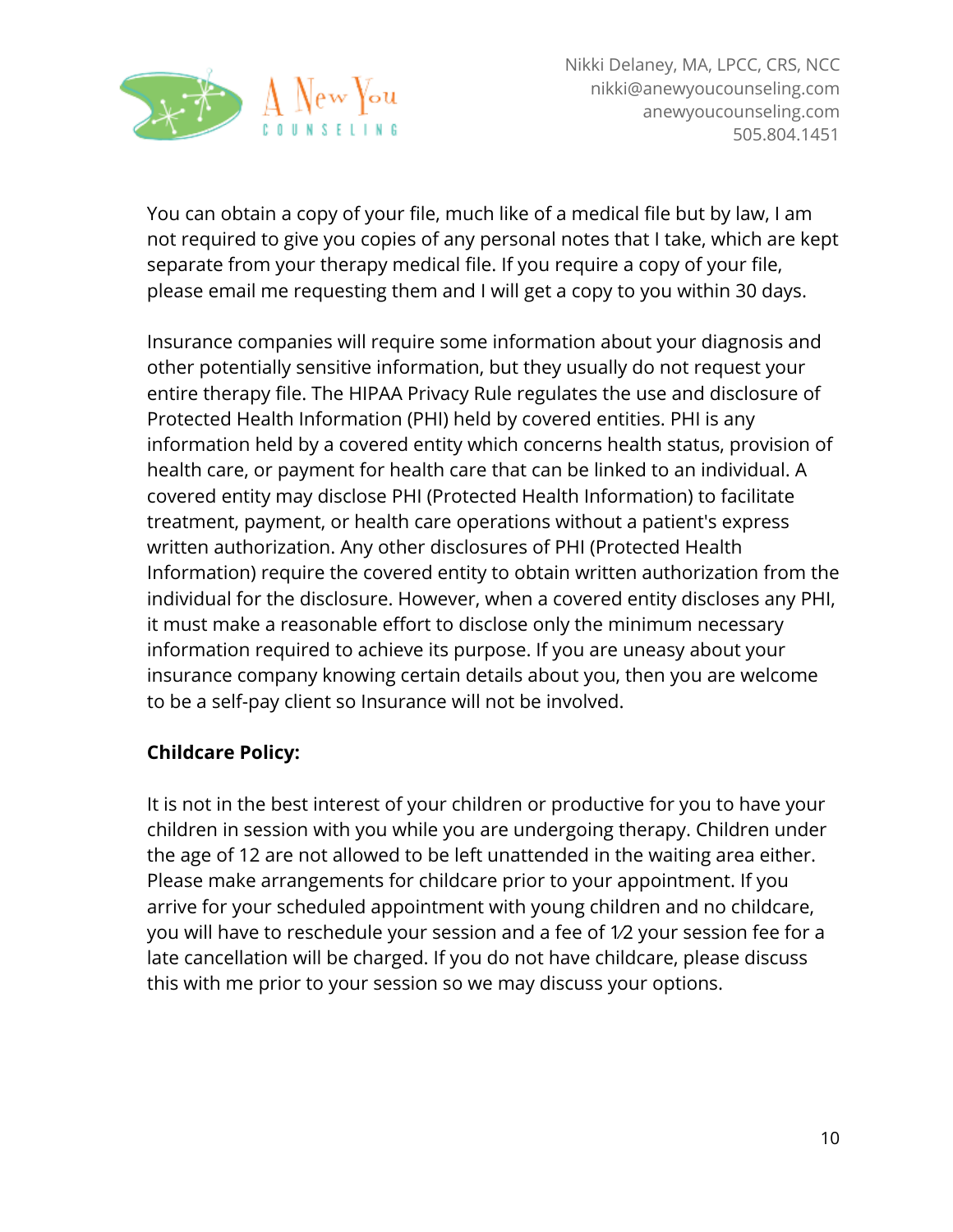You can obtain a copy of your file, much like of a medical file but by law, I am not required to give you copies of any personal notes that I take, which are kept separate from your therapy medical file. If you require a copy of your file, please email me requesting them and I will get a copy to you within 30 days.

Insurance companies will require some information about your diagnosis and other potentially sensitive information, but they usually do not request your entire therapy file. The HIPAA Privacy Rule regulates the use and disclosure of Protected Health Information (PHI) held by covered entities. PHI is any information held by a covered entity which concerns health status, provision of health care, or payment for health care that can be linked to an individual. A covered entity may disclose PHI (Protected Health Information) to facilitate treatment, payment, or health care operations without a patient's express written authorization. Any other disclosures of PHI (Protected Health Information) require the covered entity to obtain written authorization from the individual for the disclosure. However, when a covered entity discloses any PHI, it must make a reasonable effort to disclose only the minimum necessary information required to achieve its purpose. If you are uneasy about your insurance company knowing certain details about you, then you are welcome to be a self-pay client so Insurance will not be involved.

**Childcare Policy:**

It is not in the best interest of your children or productive for you to have your children in session with you while you are undergoing therapy. Children under the age of 12 are not allowed to be left unattended in the waiting area either. Please make arrangements for childcare prior to your appointment. If you arrive for your scheduled appointment with young children and no childcare, you will have to reschedule your session and a fee of 1⁄2 your session fee for a late cancellation will be charged. If you do not have childcare, please discuss this with me prior to your session so we may discuss your options.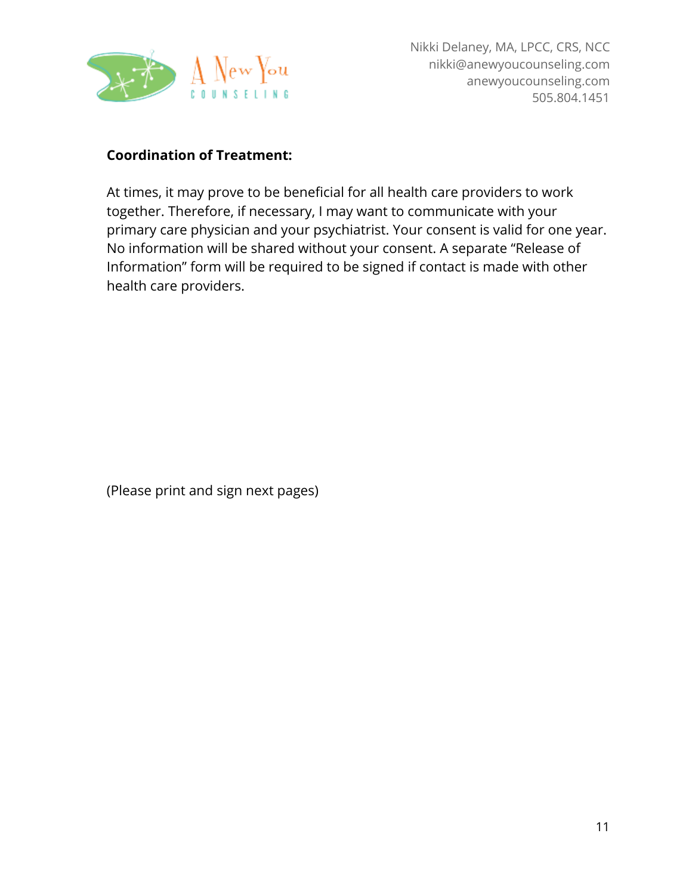**Coordination of Treatment:**

At times, it may prove to be beneficial for all health care providers to work together. Therefore, if necessary, I may want to communicate with your primary care physician and your psychiatrist. Your consent is valid for one year. No information will be shared without your consent. A separate "Release of Information" form will be required to be signed if contact is made with other health care providers.

(Please print and sign next pages)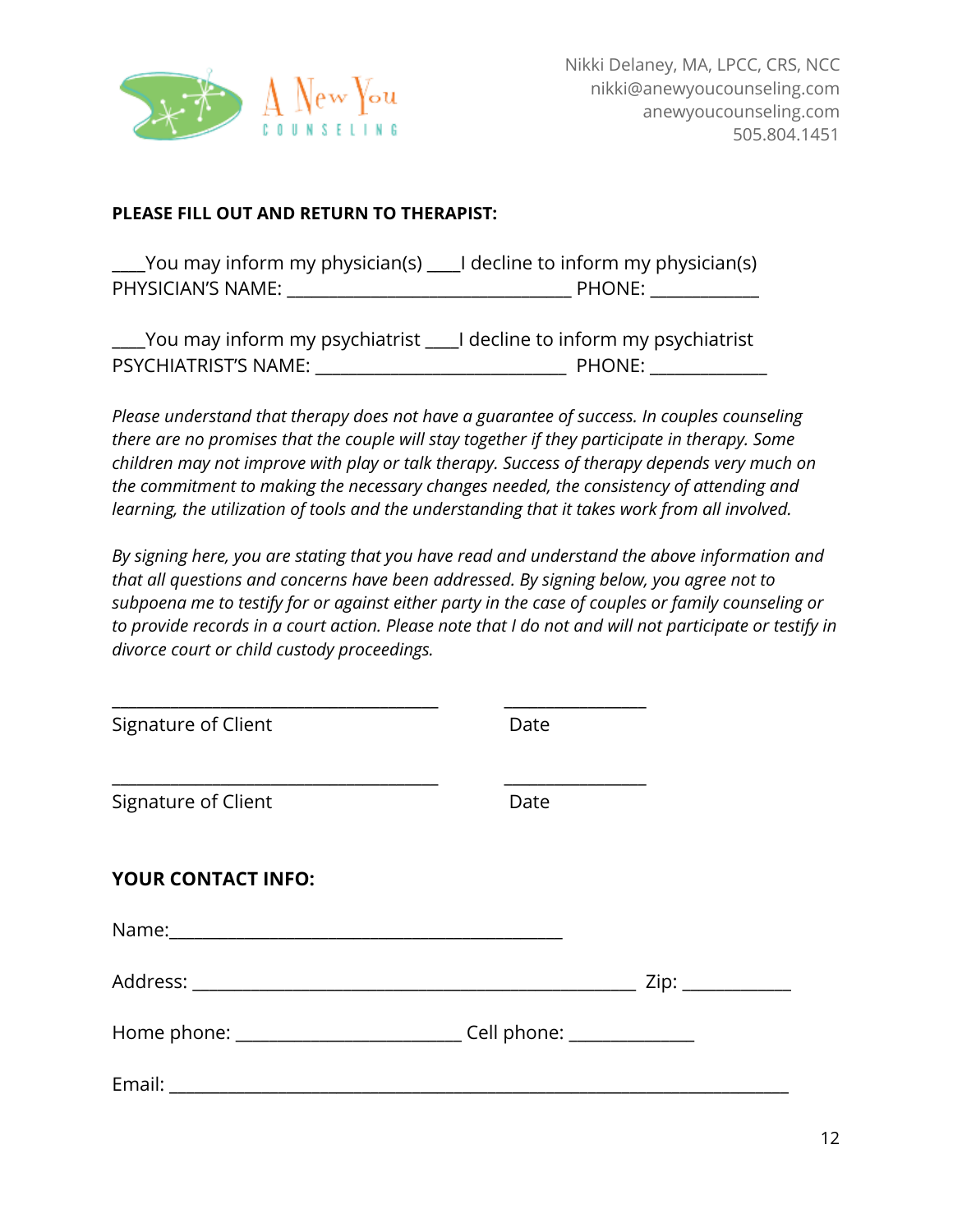Nikki Delaney, MA, LPCC, CRS, NCC
nikki@anewyoucounseling.com
anewyoucounseling.com
505.804.1451

**PLEASE FILL OUT AND RETURN TO THERAPIST:**

____You may inform my physician(s) ____I decline to inform my physician(s)
PHYSICIAN'S NAME: ________________________________ PHONE: ___________

____You may inform my psychiatrist ____I decline to inform my psychiatrist
PSYCHIATRIST'S NAME: ____________________________ PHONE: ____________

*Please understand that therapy does not have a guarantee of success. In couples counseling there are no promises that the couple will stay together if they participate in therapy. Some children may not improve with play or talk therapy. Success of therapy depends very much on the commitment to making the necessary changes needed, the consistency of attending and learning, the utilization of tools and the understanding that it takes work from all involved.*

*By signing here, you are stating that you have read and understand the above information and that all questions and concerns have been addressed. By signing below, you agree not to subpoena me to testify for or against either party in the case of couples or family counseling or to provide records in a court action. Please note that I do not and will not participate or testify in divorce court or child custody proceedings.*

_____________________________________ ________________
Signature of Client Date

_____________________________________ ________________
Signature of Client Date

**YOUR CONTACT INFO:**

Name:____________________________________________

Address: __________________________________________________ Zip: ____________

Home phone: _________________________ Cell phone: ______________

Email: ______________________________________________________________________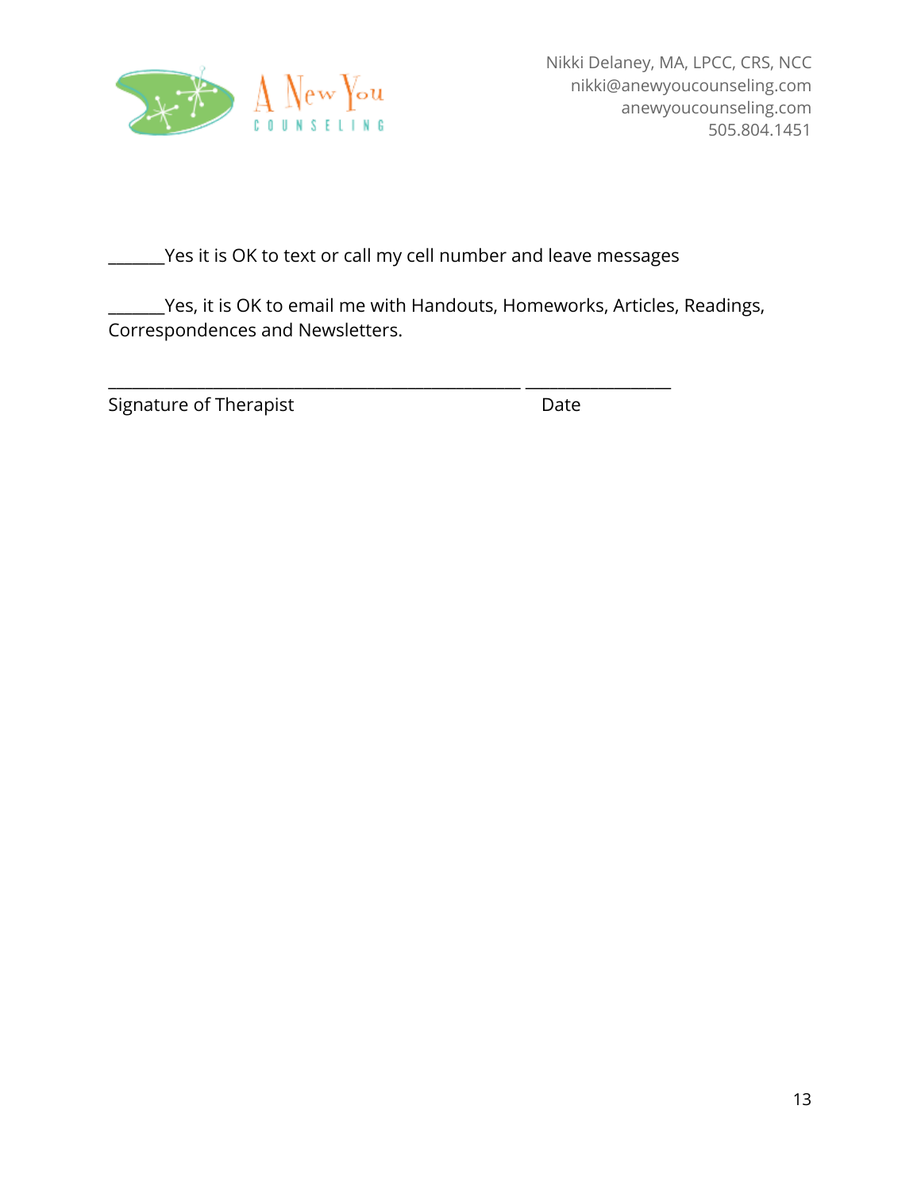_______Yes it is OK to text or call my cell number and leave messages

_______Yes, it is OK to email me with Handouts, Homeworks, Articles, Readings, Correspondences and Newsletters.

_______________________________________________ ________________
Signature of Therapist                                                    Date